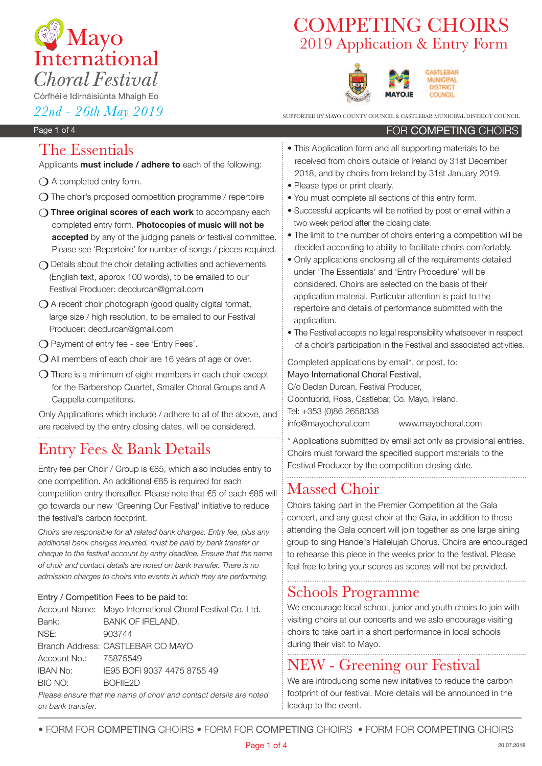# Mayo International Choral Festival

Córfhéile Idirnáisiúnta Mhaigh Eo

*22nd - 26th May 2019*

# COMPETING CHOIRS

## 2019 Application & Entry Form

SUPPORTED BY MAYO COUNTY COUNCIL & CASTLEBAR MUNICIPAL DISTRICT COUNCIL

FOR COMPETING CHOIRS

## The Essentials

Applicants **must include / adhere to** each of the following:

- ❍ A completed entry form.
- ❍ The choir's proposed competition programme / repertoire
- ❍ **Three original scores of each work** to accompany each completed entry form. **Photocopies of music will not be accepted** by any of the judging panels or festival committee. Please see 'Repertoire' for number of songs / pieces required.
- ❍ Details about the choir detailing activities and achievements (English text, approx 100 words), to be emailed to our Festival Producer: decdurcan@gmail.com
- ❍ A recent choir photograph (good quality digital format, large size / high resolution, to be emailed to our Festival Producer: decdurcan@gmail.com
- ❍ Payment of entry fee - see 'Entry Fees'.
- ❍ All members of each choir are 16 years of age or over.
- ❍ There is a minimum of eight members in each choir except for the Barbershop Quartet, Smaller Choral Groups and A Cappella competitons.

Only Applications which include / adhere to all of the above, and are received by the entry closing dates, will be considered.

## Entry Fees & Bank Details

Entry fee per Choir / Group is €85, which also includes entry to one competition. An additional €85 is required for each competition entry thereafter. Please note that €5 of each €85 will go towards our new 'Greening Our Festival' initiative to reduce the festival's carbon footprint.

*Choirs are responsible for all related bank charges. Entry fee, plus any additional bank charges incurred, must be paid by bank transfer or cheque to the festival account by entry deadline. Ensure that the name of choir and contact details are noted on bank transfer. There is no admission charges to choirs into events in which they are performing.*

Entry / Competition Fees to be paid to:

| | |
|---|---|
| Account Name: | Mayo International Choral Festival Co. Ltd. |
| Bank: | BANK OF IRELAND. |
| NSE: | 903744 |
| Branch Address: | CASTLEBAR CO MAYO |
| Account No.: | 75875549 |
| IBAN No: | IE95 BOFI 9037 4475 8755 49 |
| BIC NO: | BOFIIE2D |

*Please ensure that the name of choir and contact details are noted on bank transfer.*

- This Application form and all supporting materials to be received from choirs outside of Ireland by 31st December 2018, and by choirs from Ireland by 31st January 2019.
- Please type or print clearly.
- You must complete all sections of this entry form.
- Successful applicants will be notified by post or email within a two week period after the closing date.
- The limit to the number of choirs entering a competition will be decided according to ability to facilitate choirs comfortably.
- Only applications enclosing all of the requirements detailed under 'The Essentials' and 'Entry Procedure' will be considered. Choirs are selected on the basis of their application material. Particular attention is paid to the repertoire and details of performance submitted with the application.
- The Festival accepts no legal responsibility whatsoever in respect of a choir's participation in the Festival and associated activities.

Completed applications by email*, or post, to:
Mayo International Choral Festival,
C/o Declan Durcan, Festival Producer,
Cloontubrid, Ross, Castlebar, Co. Mayo, Ireland.
Tel: +353 (0)86 2658038
info@mayochoral.com www.mayochoral.com

\* Applications submitted by email act only as provisional entries. Choirs must forward the specified support materials to the Festival Producer by the competition closing date.

## Massed Choir

Choirs taking part in the Premier Competition at the Gala concert, and any guest choir at the Gala, in addition to those attending the Gala concert will join together as one large sining group to sing Handel's Hallelujah Chorus. Choirs are encouraged to rehearse this piece in the weeks prior to the festival. Please feel free to bring your scores as scores will not be provided.

## Schools Programme

We encourage local school, junior and youth choirs to join with visiting choirs at our concerts and we aslo encourage visiting choirs to take part in a short performance in local schools during their visit to Mayo.

## NEW - Greening our Festival

We are introducing some new initatives to reduce the carbon footprint of our festival. More details will be announced in the leadup to the event.

20.07.2018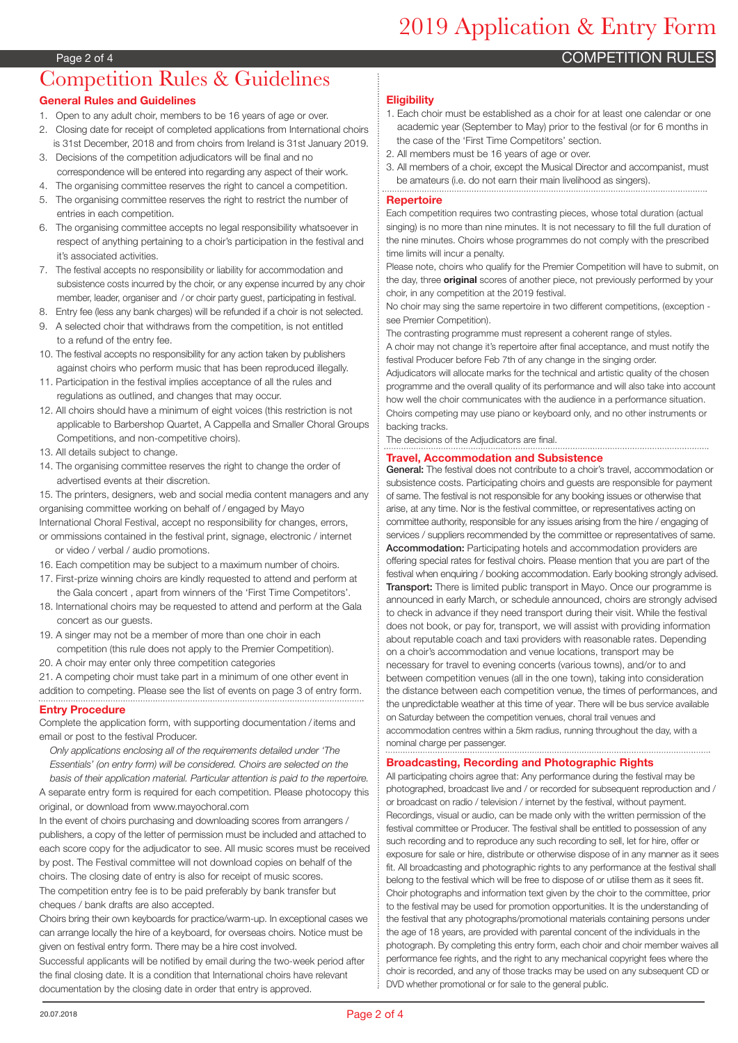# Competition Rules & Guidelines

## General Rules and Guidelines

1. Open to any adult choir, members to be 16 years of age or over.
2. Closing date for receipt of completed applications from International choirs is 31st December, 2018 and from choirs from Ireland is 31st January 2019.
3. Decisions of the competition adjudicators will be final and no correspondence will be entered into regarding any aspect of their work.
4. The organising committee reserves the right to cancel a competition.
5. The organising committee reserves the right to restrict the number of entries in each competition.
6. The organising committee accepts no legal responsibility whatsoever in respect of anything pertaining to a choir's participation in the festival and it's associated activities.
7. The festival accepts no responsibility or liability for accommodation and subsistence costs incurred by the choir, or any expense incurred by any choir member, leader, organiser and / or choir party guest, participating in festival.
8. Entry fee (less any bank charges) will be refunded if a choir is not selected.
9. A selected choir that withdraws from the competition, is not entitled to a refund of the entry fee.
10. The festival accepts no responsibility for any action taken by publishers against choirs who perform music that has been reproduced illegally.
11. Participation in the festival implies acceptance of all the rules and regulations as outlined, and changes that may occur.
12. All choirs should have a minimum of eight voices (this restriction is not applicable to Barbershop Quartet, A Cappella and Smaller Choral Groups Competitions, and non-competitive choirs).
13. All details subject to change.
14. The organising committee reserves the right to change the order of advertised events at their discretion.
15. The printers, designers, web and social media content managers and any organising committee working on behalf of / engaged by Mayo International Choral Festival, accept no responsibility for changes, errors, or ommissions contained in the festival print, signage, electronic / internet or video / verbal / audio promotions.
16. Each competition may be subject to a maximum number of choirs.
17. First-prize winning choirs are kindly requested to attend and perform at the Gala concert , apart from winners of the 'First Time Competitors'.
18. International choirs may be requested to attend and perform at the Gala concert as our guests.
19. A singer may not be a member of more than one choir in each competition (this rule does not apply to the Premier Competition).
20. A choir may enter only three competition categories
21. A competing choir must take part in a minimum of one other event in addition to competing. Please see the list of events on page 3 of entry form.

## Entry Procedure

Complete the application form, with supporting documentation / items and email or post to the festival Producer.

*Only applications enclosing all of the requirements detailed under 'The Essentials' (on entry form) will be considered. Choirs are selected on the basis of their application material. Particular attention is paid to the repertoire.*

A separate entry form is required for each competition. Please photocopy this original, or download from www.mayochoral.com

In the event of choirs purchasing and downloading scores from arrangers / publishers, a copy of the letter of permission must be included and attached to each score copy for the adjudicator to see. All music scores must be received by post. The Festival committee will not download copies on behalf of the choirs. The closing date of entry is also for receipt of music scores.

The competition entry fee is to be paid preferably by bank transfer but cheques / bank drafts are also accepted.

Choirs bring their own keyboards for practice/warm-up. In exceptional cases we can arrange locally the hire of a keyboard, for overseas choirs. Notice must be given on festival entry form. There may be a hire cost involved.

Successful applicants will be notified by email during the two-week period after the final closing date. It is a condition that International choirs have relevant documentation by the closing date in order that entry is approved.

## Eligibility

1. Each choir must be established as a choir for at least one calendar or one academic year (September to May) prior to the festival (or for 6 months in the case of the 'First Time Competitors' section.
2. All members must be 16 years of age or over.
3. All members of a choir, except the Musical Director and accompanist, must be amateurs (i.e. do not earn their main livelihood as singers).

## Repertoire

Each competition requires two contrasting pieces, whose total duration (actual singing) is no more than nine minutes. It is not necessary to fill the full duration of the nine minutes. Choirs whose programmes do not comply with the prescribed time limits will incur a penalty.

Please note, choirs who qualify for the Premier Competition will have to submit, on the day, three **original** scores of another piece, not previously performed by your choir, in any competition at the 2019 festival.

No choir may sing the same repertoire in two different competitions, (exception - see Premier Competition).

The contrasting programme must represent a coherent range of styles.

A choir may not change it's repertoire after final acceptance, and must notify the festival Producer before Feb 7th of any change in the singing order.

Adjudicators will allocate marks for the technical and artistic quality of the chosen programme and the overall quality of its performance and will also take into account how well the choir communicates with the audience in a performance situation.

Choirs competing may use piano or keyboard only, and no other instruments or backing tracks.

The decisions of the Adjudicators are final.

## Travel, Accommodation and Subsistence

**General:** The festival does not contribute to a choir's travel, accommodation or subsistence costs. Participating choirs and guests are responsible for payment of same. The festival is not responsible for any booking issues or otherwise that arise, at any time. Nor is the festival committee, or representatives acting on committee authority, responsible for any issues arising from the hire / engaging of services / suppliers recommended by the committee or representatives of same.

**Accommodation:** Participating hotels and accommodation providers are offering special rates for festival choirs. Please mention that you are part of the festival when enquiring / booking accommodation. Early booking strongly advised.

**Transport:** There is limited public transport in Mayo. Once our programme is announced in early March, or schedule announced, choirs are strongly advised to check in advance if they need transport during their visit. While the festival does not book, or pay for, transport, we will assist with providing information about reputable coach and taxi providers with reasonable rates. Depending on a choir's accommodation and venue locations, transport may be necessary for travel to evening concerts (various towns), and/or to and between competition venues (all in the one town), taking into consideration the distance between each competition venue, the times of performances, and the unpredictable weather at this time of year. There will be bus service available on Saturday between the competition venues, choral trail venues and accommodation centres within a 5km radius, running throughout the day, with a nominal charge per passenger.

## Broadcasting, Recording and Photographic Rights

All participating choirs agree that: Any performance during the festival may be photographed, broadcast live and / or recorded for subsequent reproduction and / or broadcast on radio / television / internet by the festival, without payment. Recordings, visual or audio, can be made only with the written permission of the festival committee or Producer. The festival shall be entitled to possession of any such recording and to reproduce any such recording to sell, let for hire, offer or exposure for sale or hire, distribute or otherwise dispose of in any manner as it sees fit. All broadcasting and photographic rights to any performance at the festival shall belong to the festival which will be free to dispose of or utilise them as it sees fit. Choir photographs and information text given by the choir to the committee, prior to the festival may be used for promotion opportunities. It is the understanding of the festival that any photographs/promotional materials containing persons under the age of 18 years, are provided with parental concent of the individuals in the photograph. By completing this entry form, each choir and choir member waives all performance fee rights, and the right to any mechanical copyright fees where the choir is recorded, and any of those tracks may be used on any subsequent CD or DVD whether promotional or for sale to the general public.

20.07.2018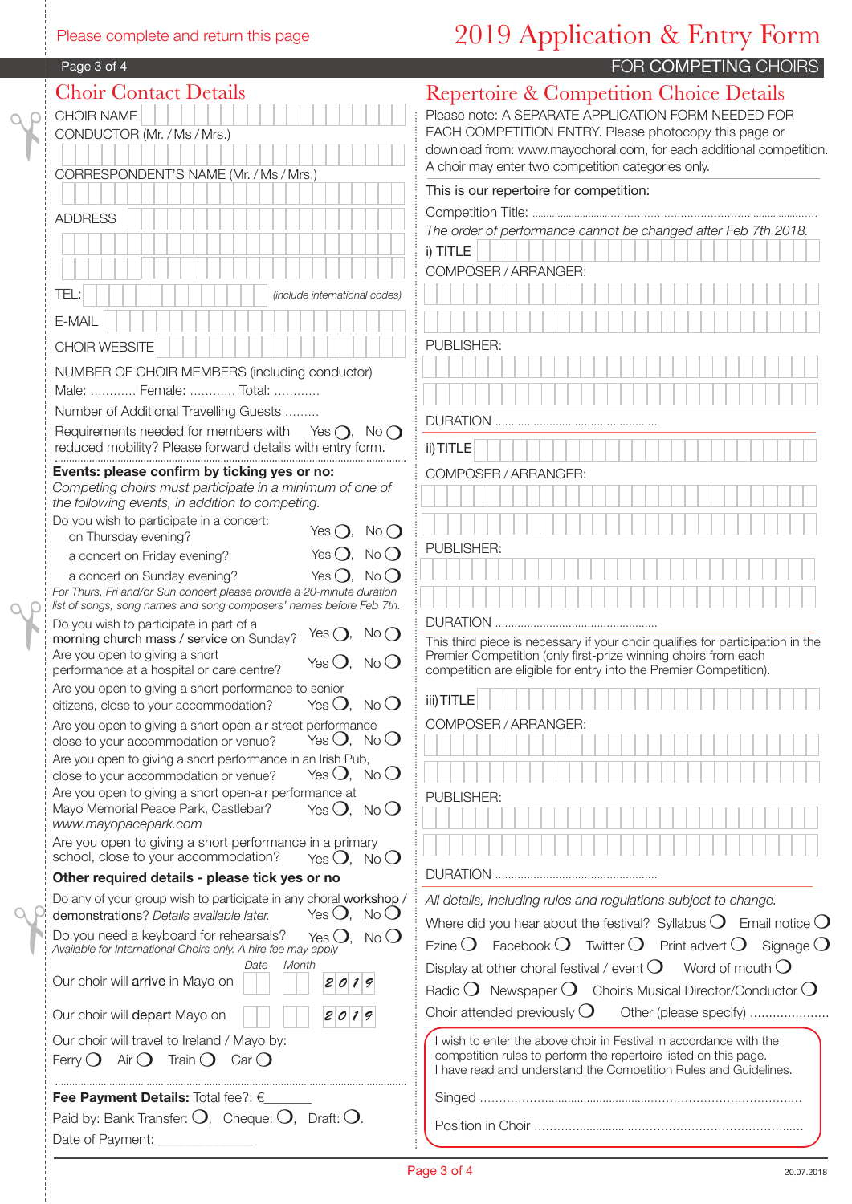Please complete and return this page

# 2019 Application & Entry Form

FOR COMPETING CHOIRS

## Choir Contact Details

CHOIR NAME

CONDUCTOR (Mr. / Ms / Mrs.)

CORRESPONDENT'S NAME (Mr. / Ms / Mrs.)

ADDRESS

TEL: *(include international codes)*

E-MAIL

CHOIR WEBSITE

NUMBER OF CHOIR MEMBERS (including conductor)

Male: ............ Female: ............ Total: ............

Number of Additional Travelling Guests .........

Requirements needed for members with reduced mobility? Please forward details with entry form. Yes ◯, No ◯

**Events: please confirm by ticking yes or no:**

*Competing choirs must participate in a minimum of one of the following events, in addition to competing.*

Do you wish to participate in a concert:
- on Thursday evening? Yes ◯, No ◯
- a concert on Friday evening? Yes ◯, No ◯
- a concert on Sunday evening? Yes ◯, No ◯

*For Thurs, Fri and/or Sun concert please provide a 20-minute duration list of songs, song names and song composers' names before Feb 7th.*

Do you wish to participate in part of a morning church mass / service on Sunday? Yes ◯, No ◯

Are you open to giving a short performance at a hospital or care centre? Yes ◯, No ◯

Are you open to giving a short performance to senior citizens, close to your accommodation? Yes ◯, No ◯

Are you open to giving a short open-air street performance close to your accommodation or venue? Yes ◯, No ◯

Are you open to giving a short performance in an Irish Pub, close to your accommodation or venue? Yes ◯, No ◯

Are you open to giving a short open-air performance at Mayo Memorial Peace Park, Castlebar? Yes ◯, No ◯
*www.mayopacepark.com*

Are you open to giving a short performance in a primary school, close to your accommodation? Yes ◯, No ◯

**Other required details - please tick yes or no**

Do any of your group wish to participate in any choral workshop / demonstrations? *Details available later.* Yes ◯, No ◯

Do you need a keyboard for rehearsals? Yes ◯, No ◯
*Available for International Choirs only. A hire fee may apply*

| | *Date* | *Month* | |
|---|---|---|---|
| Our choir will arrive in Mayo on | | | 2019 |
| Our choir will depart Mayo on | | | 2019 |

Our choir will travel to Ireland / Mayo by:
Ferry ◯ Air ◯ Train ◯ Car ◯

**Fee Payment Details:** Total fee?: €_______

Paid by: Bank Transfer: ◯, Cheque: ◯, Draft: ◯.

Date of Payment: _____________

## Repertoire & Competition Choice Details

Please note: A SEPARATE APPLICATION FORM NEEDED FOR EACH COMPETITION ENTRY. Please photocopy this page or download from: www.mayochoral.com, for each additional competition. A choir may enter two competition categories only.

This is our repertoire for competition:

Competition Title: ..........................................................................................

*The order of performance cannot be changed after Feb 7th 2018.*

i) TITLE

COMPOSER / ARRANGER:

PUBLISHER:

DURATION ..................................................

ii) TITLE

COMPOSER / ARRANGER:

PUBLISHER:

DURATION ..................................................

This third piece is necessary if your choir qualifies for participation in the Premier Competition (only first-prize winning choirs from each competition are eligible for entry into the Premier Competition).

iii) TITLE

COMPOSER / ARRANGER:

PUBLISHER:

DURATION ..................................................

*All details, including rules and regulations subject to change.*

Where did you hear about the festival? Syllabus ◯ Email notice ◯ Ezine ◯ Facebook ◯ Twitter ◯ Print advert ◯ Signage ◯ Display at other choral festival / event ◯ Word of mouth ◯ Radio ◯ Newspaper ◯ Choir's Musical Director/Conductor ◯ Choir attended previously ◯ Other (please specify) .....................

I wish to enter the above choir in Festival in accordance with the competition rules to perform the repertoire listed on this page. I have read and understand the Competition Rules and Guidelines.

Singed ..........................................................................................

Position in Choir ..........................................................................

20.07.2018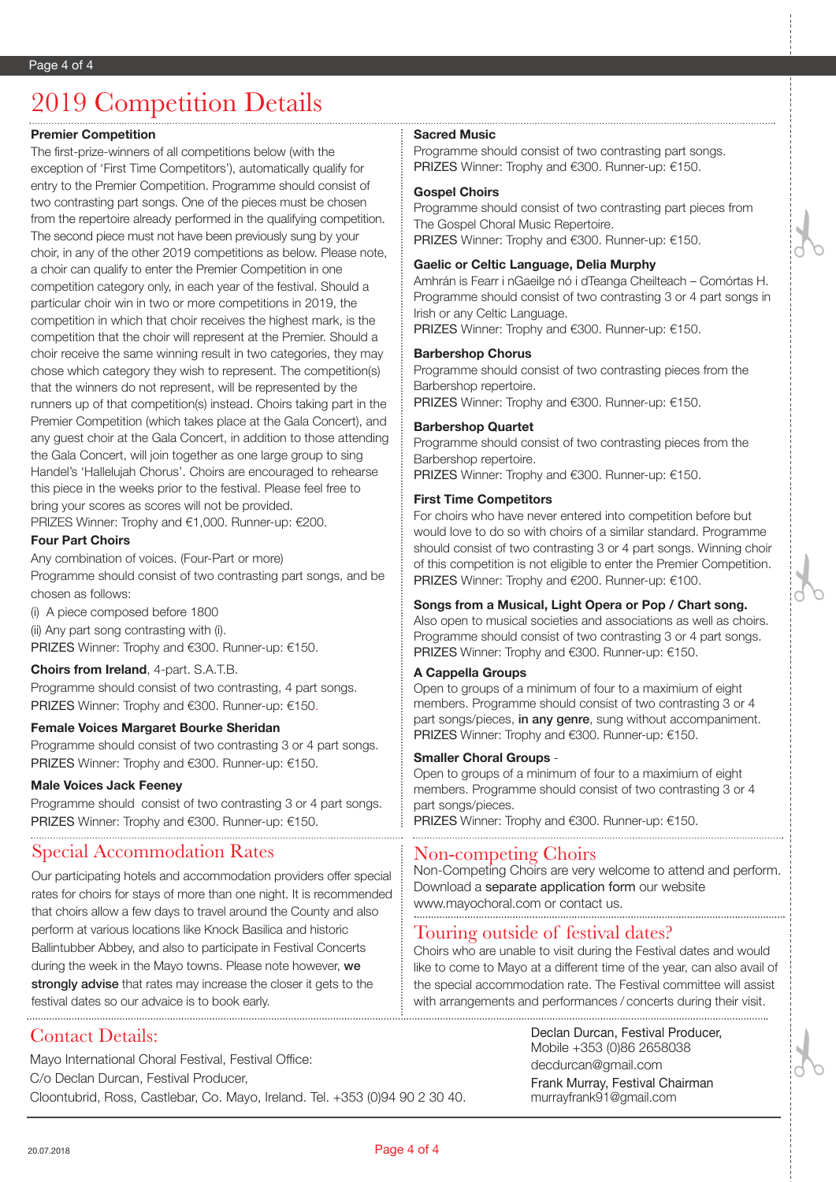# 2019 Competition Details

**Premier Competition**

The first-prize-winners of all competitions below (with the exception of 'First Time Competitors'), automatically qualify for entry to the Premier Competition. Programme should consist of two contrasting part songs. One of the pieces must be chosen from the repertoire already performed in the qualifying competition. The second piece must not have been previously sung by your choir, in any of the other 2019 competitions as below. Please note, a choir can qualify to enter the Premier Competition in one competition category only, in each year of the festival. Should a particular choir win in two or more competitions in 2019, the competition in which that choir receives the highest mark, is the competition that the choir will represent at the Premier. Should a choir receive the same winning result in two categories, they may chose which category they wish to represent. The competition(s) that the winners do not represent, will be represented by the runners up of that competition(s) instead. Choirs taking part in the Premier Competition (which takes place at the Gala Concert), and any guest choir at the Gala Concert, in addition to those attending the Gala Concert, will join together as one large group to sing Handel's 'Hallelujah Chorus'. Choirs are encouraged to rehearse this piece in the weeks prior to the festival. Please feel free to bring your scores as scores will not be provided.
PRIZES Winner: Trophy and €1,000. Runner-up: €200.

**Four Part Choirs**

Any combination of voices. (Four-Part or more)
Programme should consist of two contrasting part songs, and be chosen as follows:
(i) A piece composed before 1800
(ii) Any part song contrasting with (i).
PRIZES Winner: Trophy and €300. Runner-up: €150.

**Choirs from Ireland**, 4-part. S.A.T.B.

Programme should consist of two contrasting, 4 part songs.
PRIZES Winner: Trophy and €300. Runner-up: €150.

**Female Voices Margaret Bourke Sheridan**

Programme should consist of two contrasting 3 or 4 part songs.
PRIZES Winner: Trophy and €300. Runner-up: €150.

**Male Voices Jack Feeney**

Programme should consist of two contrasting 3 or 4 part songs.
PRIZES Winner: Trophy and €300. Runner-up: €150.

**Sacred Music**

Programme should consist of two contrasting part songs.
PRIZES Winner: Trophy and €300. Runner-up: €150.

**Gospel Choirs**

Programme should consist of two contrasting part pieces from The Gospel Choral Music Repertoire.
PRIZES Winner: Trophy and €300. Runner-up: €150.

**Gaelic or Celtic Language, Delia Murphy**

Amhrán is Fearr i nGaeilge nó i dTeanga Cheilteach – Comórtas H.
Programme should consist of two contrasting 3 or 4 part songs in Irish or any Celtic Language.
PRIZES Winner: Trophy and €300. Runner-up: €150.

**Barbershop Chorus**

Programme should consist of two contrasting pieces from the Barbershop repertoire.
PRIZES Winner: Trophy and €300. Runner-up: €150.

**Barbershop Quartet**

Programme should consist of two contrasting pieces from the Barbershop repertoire.
PRIZES Winner: Trophy and €300. Runner-up: €150.

**First Time Competitors**

For choirs who have never entered into competition before but would love to do so with choirs of a similar standard. Programme should consist of two contrasting 3 or 4 part songs. Winning choir of this competition is not eligible to enter the Premier Competition.
PRIZES Winner: Trophy and €200. Runner-up: €100.

**Songs from a Musical, Light Opera or Pop / Chart song.**

Also open to musical societies and associations as well as choirs. Programme should consist of two contrasting 3 or 4 part songs.
PRIZES Winner: Trophy and €300. Runner-up: €150.

**A Cappella Groups**

Open to groups of a minimum of four to a maximium of eight members. Programme should consist of two contrasting 3 or 4 part songs/pieces, **in any genre**, sung without accompaniment.
PRIZES Winner: Trophy and €300. Runner-up: €150.

**Smaller Choral Groups** -

Open to groups of a minimum of four to a maximium of eight members. Programme should consist of two contrasting 3 or 4 part songs/pieces.
PRIZES Winner: Trophy and €300. Runner-up: €150.

## Special Accommodation Rates

Our participating hotels and accommodation providers offer special rates for choirs for stays of more than one night. It is recommended that choirs allow a few days to travel around the County and also perform at various locations like Knock Basilica and historic Ballintubber Abbey, and also to participate in Festival Concerts during the week in the Mayo towns. Please note however, **we strongly advise** that rates may increase the closer it gets to the festival dates so our advaice is to book early.

## Non-competing Choirs

Non-Competing Choirs are very welcome to attend and perform. Download a **separate application form** our website www.mayochoral.com or contact us.

## Touring outside of festival dates?

Choirs who are unable to visit during the Festival dates and would like to come to Mayo at a different time of the year, can also avail of the special accommodation rate. The Festival committee will assist with arrangements and performances / concerts during their visit.

## Contact Details:

Mayo International Choral Festival, Festival Office:
C/o Declan Durcan, Festival Producer,
Cloontubrid, Ross, Castlebar, Co. Mayo, Ireland. Tel. +353 (0)94 90 2 30 40.

Declan Durcan, Festival Producer,
Mobile +353 (0)86 2658038
decdurcan@gmail.com

Frank Murray, Festival Chairman
murrayfrank91@gmail.com

20.07.2018